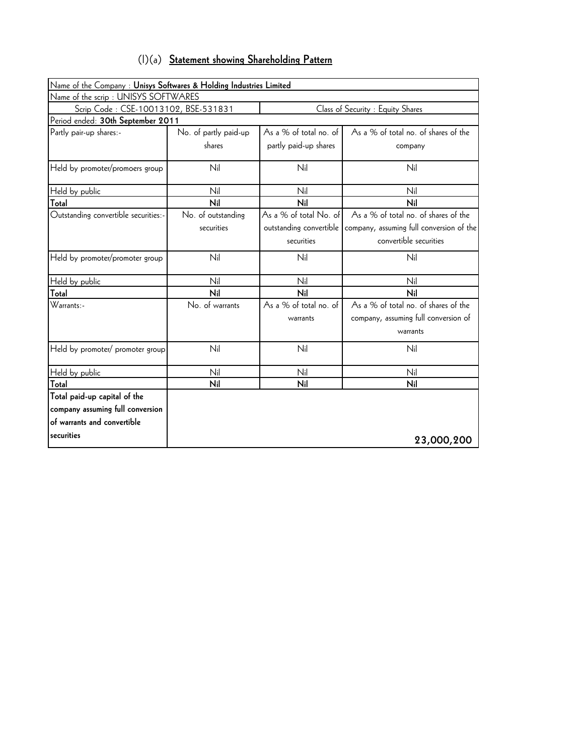## (I)(a) Statement showing Shareholding Pattern

| Name of the Company : **Unisys Softwares & Holding Industries Limited** | | | |
|---|---|---|---|
| Name of the scrip : UNISYS SOFTWARES | | | |
| Scrip Code : CSE-10013102, BSE-531831 | | Class of Security : Equity Shares | |
| Period ended: **30th September 2011** | | | |
| Partly pair-up shares:- | No. of partly paid-up shares | As a % of total no. of partly paid-up shares | As a % of total no. of shares of the company |
| Held by promoter/promoers group | Nil | Nil | Nil |
| Held by public | Nil | Nil | Nil |
| **Total** | **Nil** | **Nil** | **Nil** |
| Outstanding convertible securities:- | No. of outstanding securities | As a % of total No. of outstanding convertible securities | As a % of total no. of shares of the company, assuming full conversion of the convertible securities |
| Held by promoter/promoter group | Nil | Nil | Nil |
| Held by public | Nil | Nil | Nil |
| **Total** | **Nil** | **Nil** | **Nil** |
| Warrants:- | No. of warrants | As a % of total no. of warrants | As a % of total no. of shares of the company, assuming full conversion of warrants |
| Held by promoter/ promoter group | Nil | Nil | Nil |
| Held by public | Nil | Nil | Nil |
| **Total** | **Nil** | **Nil** | **Nil** |
| **Total paid-up capital of the company assuming full conversion of warrants and convertible securities** | **23,000,200** | | |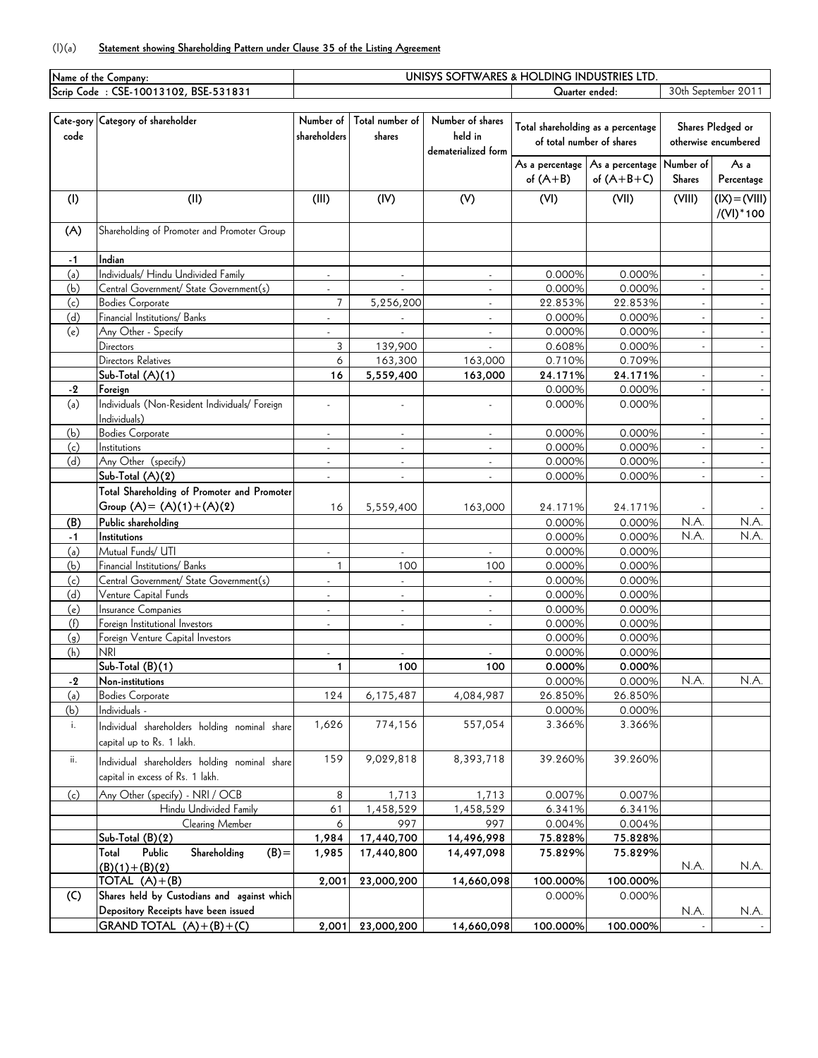(I)(a) **Statement showing Shareholding Pattern under Clause 35 of the Listing Agreement**

| Name of the Company: | UNISYS SOFTWARES & HOLDING INDUSTRIES LTD. | |
|---|---|---|
| Scrip Code : CSE-10013102, BSE-531831 | Quarter ended: | 30th September 2011 |

| Cate-gory code | Category of shareholder | Number of shareholders | Total number of shares | Number of shares held in dematerialized form | Total shareholding as a percentage of total number of shares | | Shares Pledged or otherwise encumbered | |
|---|---|---|---|---|---|---|---|---|
| | | | | | As a percentage of (A+B) | As a percentage of (A+B+C) | Number of Shares | As a Percentage |
| (I) | (II) | (III) | (IV) | (V) | (VI) | (VII) | (VIII) | (IX)=(VIII)/(VI)*100 |
| (A) | Shareholding of Promoter and Promoter Group | | | | | | | |
| -1 | **Indian** | | | | | | | |
| (a) | Individuals/ Hindu Undivided Family | - | - | - | 0.000% | 0.000% | - | - |
| (b) | Central Government/ State Government(s) | - | - | - | 0.000% | 0.000% | - | - |
| (c) | Bodies Corporate | 7 | 5,256,200 | - | 22.853% | 22.853% | - | - |
| (d) | Financial Institutions/ Banks | - | - | - | 0.000% | 0.000% | - | - |
| (e) | Any Other - Specify | - | - | - | 0.000% | 0.000% | - | - |
| | Directors | 3 | 139,900 | - | 0.608% | 0.000% | - | - |
| | Directors Relatives | 6 | 163,300 | 163,000 | 0.710% | 0.709% | | |
| | **Sub-Total (A)(1)** | **16** | **5,559,400** | **163,000** | **24.171%** | **24.171%** | - | - |
| -2 | **Foreign** | | | | 0.000% | 0.000% | - | - |
| (a) | Individuals (Non-Resident Individuals/ Foreign Individuals) | - | - | - | 0.000% | 0.000% | - | - |
| (b) | Bodies Corporate | - | - | - | 0.000% | 0.000% | - | - |
| (c) | Institutions | - | - | - | 0.000% | 0.000% | - | - |
| (d) | Any Other (specify) | - | - | - | 0.000% | 0.000% | - | - |
| | **Sub-Total (A)(2)** | - | - | - | 0.000% | 0.000% | - | - |
| | **Total Shareholding of Promoter and Promoter Group (A)= (A)(1)+(A)(2)** | 16 | 5,559,400 | 163,000 | 24.171% | 24.171% | - | - |
| **(B)** | **Public shareholding** | | | | 0.000% | 0.000% | N.A. | N.A. |
| -1 | **Institutions** | | | | 0.000% | 0.000% | N.A. | N.A. |
| (a) | Mutual Funds/ UTI | - | - | - | 0.000% | 0.000% | | |
| (b) | Financial Institutions/ Banks | 1 | 100 | 100 | 0.000% | 0.000% | | |
| (c) | Central Government/ State Government(s) | - | - | - | 0.000% | 0.000% | | |
| (d) | Venture Capital Funds | - | - | - | 0.000% | 0.000% | | |
| (e) | Insurance Companies | - | - | - | 0.000% | 0.000% | | |
| (f) | Foreign Institutional Investors | - | - | - | 0.000% | 0.000% | | |
| (g) | Foreign Venture Capital Investors | | | | 0.000% | 0.000% | | |
| (h) | NRI | - | - | - | 0.000% | 0.000% | | |
| | **Sub-Total (B)(1)** | **1** | **100** | **100** | **0.000%** | **0.000%** | | |
| -2 | **Non-institutions** | | | | 0.000% | 0.000% | N.A. | N.A. |
| (a) | Bodies Corporate | 124 | 6,175,487 | 4,084,987 | 26.850% | 26.850% | | |
| (b) | Individuals - | | | | 0.000% | 0.000% | | |
| i. | Individual shareholders holding nominal share capital up to Rs. 1 lakh. | 1,626 | 774,156 | 557,054 | 3.366% | 3.366% | | |
| ii. | Individual shareholders holding nominal share capital in excess of Rs. 1 lakh. | 159 | 9,029,818 | 8,393,718 | 39.260% | 39.260% | | |
| (c) | Any Other (specify) - NRI / OCB | 8 | 1,713 | 1,713 | 0.007% | 0.007% | | |
| | Hindu Undivided Family | 61 | 1,458,529 | 1,458,529 | 6.341% | 6.341% | | |
| | Clearing Member | 6 | 997 | 997 | 0.004% | 0.004% | | |
| | **Sub-Total (B)(2)** | **1,984** | **17,440,700** | **14,496,998** | **75.828%** | **75.828%** | | |
| | **Total Public Shareholding (B)= (B)(1)+(B)(2)** | **1,985** | **17,440,800** | **14,497,098** | **75.829%** | **75.829%** | N.A. | N.A. |
| | **TOTAL (A)+(B)** | **2,001** | **23,000,200** | **14,660,098** | **100.000%** | **100.000%** | | |
| **(C)** | **Shares held by Custodians and against which Depository Receipts have been issued** | | | | 0.000% | 0.000% | N.A. | N.A. |
| | **GRAND TOTAL (A)+(B)+(C)** | **2,001** | **23,000,200** | **14,660,098** | **100.000%** | **100.000%** | - | - |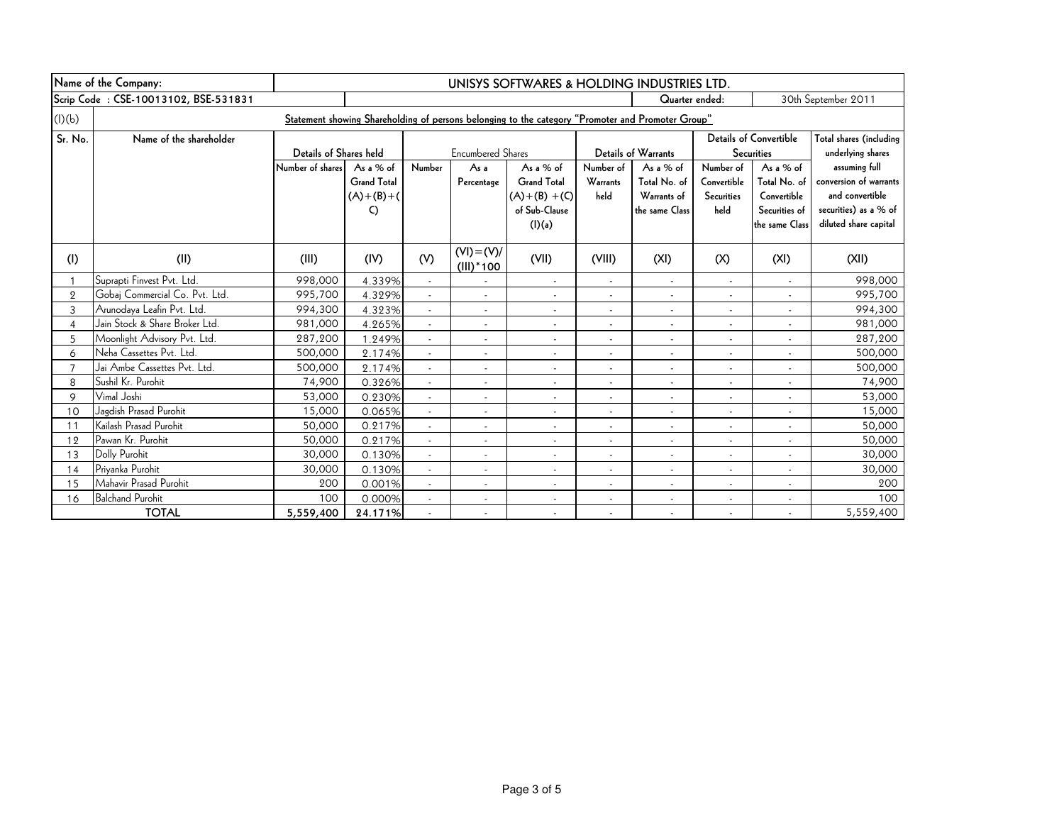| Name of the Company: | | UNISYS SOFTWARES & HOLDING INDUSTRIES LTD. | | | | | | | | | |
|---|---|---|---|---|---|---|---|---|---|---|---|
| Scrip Code : CSE-10013102, BSE-531831 | | | | | | | | Quarter ended: | | 30th September 2011 | |
| (I)(b) | Statement showing Shareholding of persons belonging to the category "Promoter and Promoter Group" | | | | | | | | | | |
| Sr. No. | Name of the shareholder | Details of Shares held | | Encumbered Shares | | | Details of Warrants | | Details of Convertible Securities | | Total shares (including underlying shares assuming full conversion of warrants and convertible securities) as a % of diluted share capital |
| | | Number of shares | As a % of Grand Total (A)+(B)+(C) | Number | As a Percentage | As a % of Grand Total (A)+(B) +(C) of Sub-Clause (I)(a) | Number of Warrants held | As a % of Total No. of Warrants of the same Class | Number of Convertible Securities held | As a % of Total No. of Convertible Securities of the same Class | |
| (I) | (II) | (III) | (IV) | (V) | (VI)=(V)/(III)*100 | (VII) | (VIII) | (XI) | (X) | (XI) | (XII) |
| 1 | Suprapti Finvest Pvt. Ltd. | 998,000 | 4.339% | - | - | - | - | - | - | - | 998,000 |
| 2 | Gobaj Commercial Co. Pvt. Ltd. | 995,700 | 4.329% | - | - | - | - | - | - | - | 995,700 |
| 3 | Arunodaya Leafin Pvt. Ltd. | 994,300 | 4.323% | - | - | - | - | - | - | - | 994,300 |
| 4 | Jain Stock & Share Broker Ltd. | 981,000 | 4.265% | - | - | - | - | - | - | - | 981,000 |
| 5 | Moonlight Advisory Pvt. Ltd. | 287,200 | 1.249% | - | - | - | - | - | - | - | 287,200 |
| 6 | Neha Cassettes Pvt. Ltd. | 500,000 | 2.174% | - | - | - | - | - | - | - | 500,000 |
| 7 | Jai Ambe Cassettes Pvt. Ltd. | 500,000 | 2.174% | - | - | - | - | - | - | - | 500,000 |
| 8 | Sushil Kr. Purohit | 74,900 | 0.326% | - | - | - | - | - | - | - | 74,900 |
| 9 | Vimal Joshi | 53,000 | 0.230% | - | - | - | - | - | - | - | 53,000 |
| 10 | Jagdish Prasad Purohit | 15,000 | 0.065% | - | - | - | - | - | - | - | 15,000 |
| 11 | Kailash Prasad Purohit | 50,000 | 0.217% | - | - | - | - | - | - | - | 50,000 |
| 12 | Pawan Kr. Purohit | 50,000 | 0.217% | - | - | - | - | - | - | - | 50,000 |
| 13 | Dolly Purohit | 30,000 | 0.130% | - | - | - | - | - | - | - | 30,000 |
| 14 | Priyanka Purohit | 30,000 | 0.130% | - | - | - | - | - | - | - | 30,000 |
| 15 | Mahavir Prasad Purohit | 200 | 0.001% | - | - | - | - | - | - | - | 200 |
| 16 | Balchand Purohit | 100 | 0.000% | - | - | - | - | - | - | - | 100 |
| **TOTAL** | | **5,559,400** | **24.171%** | - | - | - | - | - | - | - | 5,559,400 |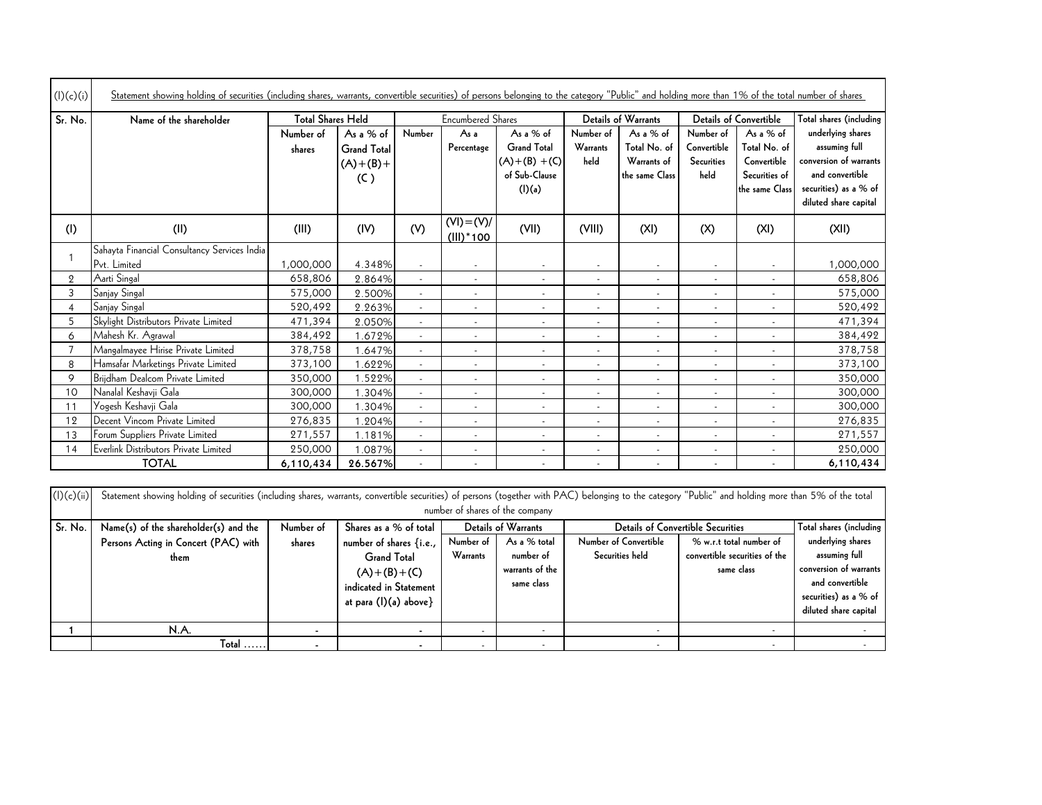(I)(c)(i) Statement showing holding of securities (including shares, warrants, convertible securities) of persons belonging to the category "Public" and holding more than 1% of the total number of shares

| Sr. No. | Name of the shareholder | Total Shares Held | | Encumbered Shares | | | Details of Warrants | | Details of Convertible | | Total shares (including underlying shares assuming full conversion of warrants and convertible securities) as a % of diluted share capital |
|---|---|---|---|---|---|---|---|---|---|---|---|
| | | Number of shares | As a % of Grand Total (A)+(B)+(C ) | Number | As a Percentage | As a % of Grand Total (A)+(B) +(C) of Sub-Clause (I)(a) | Number of Warrants held | As a % of Total No. of Warrants of the same Class | Number of Convertible Securities held | As a % of Total No. of Convertible Securities of the same Class | |
| (I) | (II) | (III) | (IV) | (V) | (VI)=(V)/(III)*100 | (VII) | (VIII) | (XI) | (X) | (XI) | (XII) |
| 1 | Sahayta Financial Consultancy Services India Pvt. Limited | 1,000,000 | 4.348% | - | - | - | - | - | - | - | 1,000,000 |
| 2 | Aarti Singal | 658,806 | 2.864% | - | - | - | - | - | - | - | 658,806 |
| 3 | Sanjay Singal | 575,000 | 2.500% | - | - | - | - | - | - | - | 575,000 |
| 4 | Sanjay Singal | 520,492 | 2.263% | - | - | - | - | - | - | - | 520,492 |
| 5 | Skylight Distributors Private Limited | 471,394 | 2.050% | - | - | - | - | - | - | - | 471,394 |
| 6 | Mahesh Kr. Agrawal | 384,492 | 1.672% | - | - | - | - | - | - | - | 384,492 |
| 7 | Mangalmayee Hirise Private Limited | 378,758 | 1.647% | - | - | - | - | - | - | - | 378,758 |
| 8 | Hamsafar Marketings Private Limited | 373,100 | 1.622% | - | - | - | - | - | - | - | 373,100 |
| 9 | Brijdham Dealcom Private Limited | 350,000 | 1.522% | - | - | - | - | - | - | - | 350,000 |
| 10 | Nanalal Keshavji Gala | 300,000 | 1.304% | - | - | - | - | - | - | - | 300,000 |
| 11 | Yogesh Keshavji Gala | 300,000 | 1.304% | - | - | - | - | - | - | - | 300,000 |
| 12 | Decent Vincom Private Limited | 276,835 | 1.204% | - | - | - | - | - | - | - | 276,835 |
| 13 | Forum Suppliers Private Limited | 271,557 | 1.181% | - | - | - | - | - | - | - | 271,557 |
| 14 | Everlink Distributors Private Limited | 250,000 | 1.087% | - | - | - | - | - | - | - | 250,000 |
| | **TOTAL** | **6,110,434** | **26.567%** | - | - | - | - | - | - | - | **6,110,434** |

(I)(c)(ii) Statement showing holding of securities (including shares, warrants, convertible securities) of persons (together with PAC) belonging to the category "Public" and holding more than 5% of the total number of shares of the company

| Sr. No. | Name(s) of the shareholder(s) and the Persons Acting in Concert (PAC) with them | Number of shares | Shares as a % of total number of shares {i.e., Grand Total (A)+(B)+(C) indicated in Statement at para (I)(a) above} | Details of Warrants | | Details of Convertible Securities | | Total shares (including underlying shares assuming full conversion of warrants and convertible securities) as a % of diluted share capital |
|---|---|---|---|---|---|---|---|---|
| | | | | Number of Warrants | As a % total number of warrants of the same class | Number of Convertible Securities held | % w.r.t total number of convertible securities of the same class | |
| 1 | N.A. | - | - | - | - | - | - | - |
| | Total ...... | - | - | - | - | - | - | - |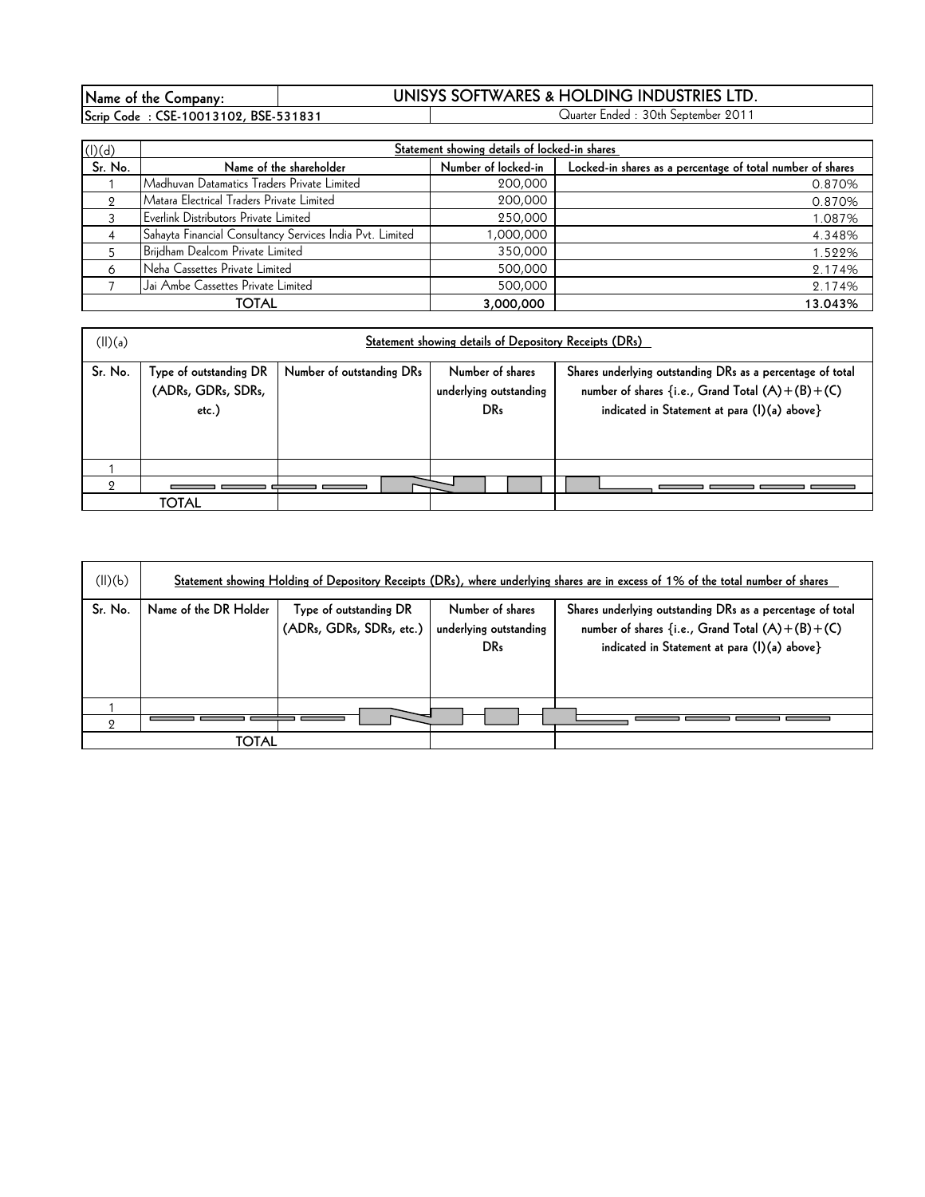| Name of the Company: | UNISYS SOFTWARES & HOLDING INDUSTRIES LTD. |
|---|---|
| Scrip Code : CSE-10013102, BSE-531831 | Quarter Ended : 30th September 2011 |

| (I)(d) | Statement showing details of locked-in shares | | |
|---|---|---|---|
| Sr. No. | Name of the shareholder | Number of locked-in | Locked-in shares as a percentage of total number of shares |
| 1 | Madhuvan Datamatics Traders Private Limited | 200,000 | 0.870% |
| 2 | Matara Electrical Traders Private Limited | 200,000 | 0.870% |
| 3 | Everlink Distributors Private Limited | 250,000 | 1.087% |
| 4 | Sahayta Financial Consultancy Services India Pvt. Limited | 1,000,000 | 4.348% |
| 5 | Brijdham Dealcom Private Limited | 350,000 | 1.522% |
| 6 | Neha Cassettes Private Limited | 500,000 | 2.174% |
| 7 | Jai Ambe Cassettes Private Limited | 500,000 | 2.174% |
| | TOTAL | 3,000,000 | 13.043% |

| (II)(a) | Statement showing details of Depository Receipts (DRs) | | | |
|---|---|---|---|---|
| Sr. No. | Type of outstanding DR (ADRs, GDRs, SDRs, etc.) | Number of outstanding DRs | Number of shares underlying outstanding DRs | Shares underlying outstanding DRs as a percentage of total number of shares {i.e., Grand Total (A)+(B)+(C) indicated in Statement at para (I)(a) above} |
| 1 | | | | |
| 2 | | | | |
| TOTAL | | | | |

| (II)(b) | Statement showing Holding of Depository Receipts (DRs), where underlying shares are in excess of 1% of the total number of shares | | | |
|---|---|---|---|---|
| Sr. No. | Name of the DR Holder | Type of outstanding DR (ADRs, GDRs, SDRs, etc.) | Number of shares underlying outstanding DRs | Shares underlying outstanding DRs as a percentage of total number of shares {i.e., Grand Total (A)+(B)+(C) indicated in Statement at para (I)(a) above} |
| 1 | | | | |
| 2 | | | | |
| TOTAL | | | | |